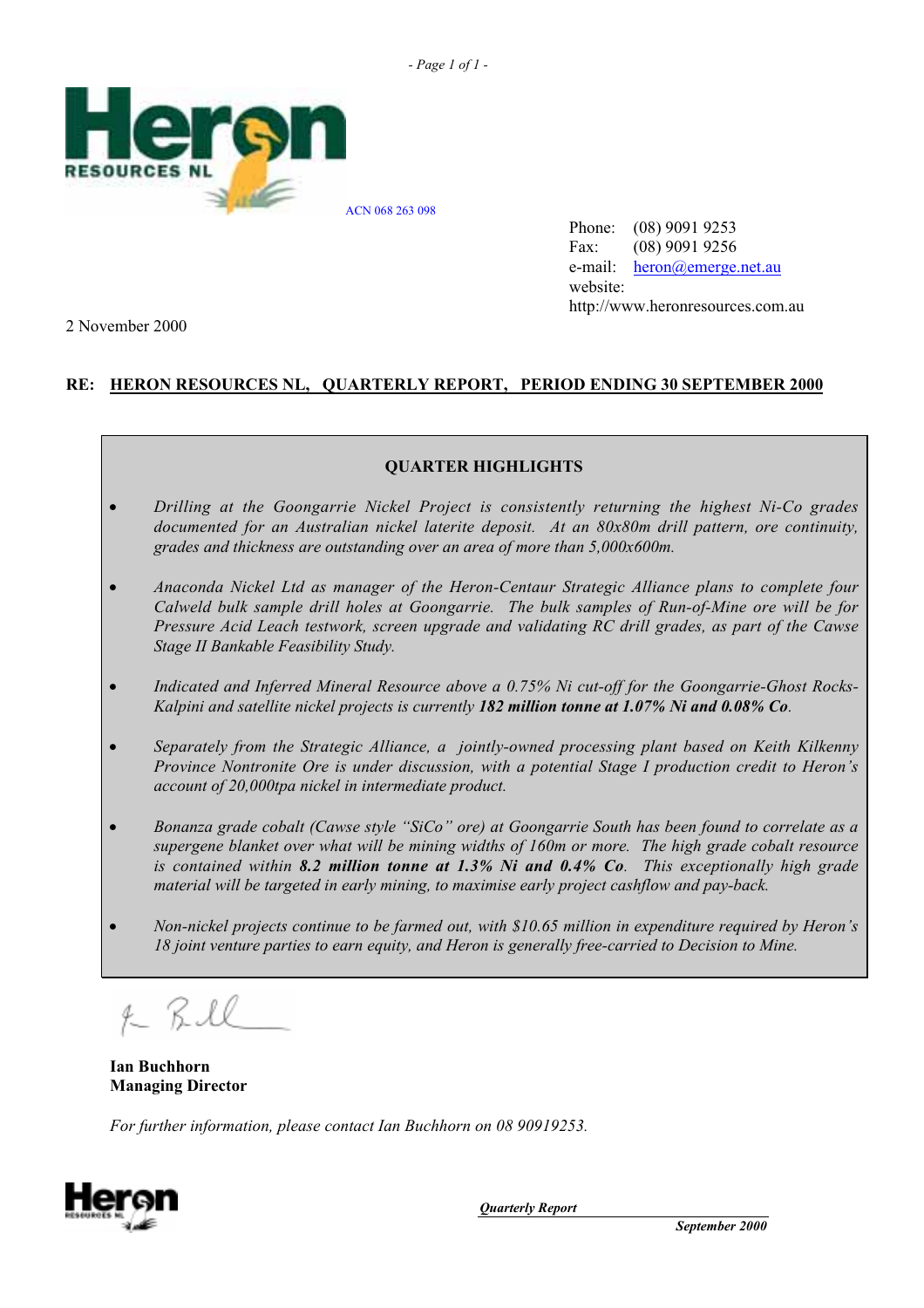**HERON RESOURCES NL**

ACN 068 263 098

Phone: (08) 9091 9253
Fax: (08) 9091 9256
e-mail: heron@emerge.net.au
website: http://www.heronresources.com.au

2 November 2000

**RE: HERON RESOURCES NL, QUARTERLY REPORT, PERIOD ENDING 30 SEPTEMBER 2000**

## QUARTER HIGHLIGHTS

- *Drilling at the Goongarrie Nickel Project is consistently returning the highest Ni-Co grades documented for an Australian nickel laterite deposit. At an 80x80m drill pattern, ore continuity, grades and thickness are outstanding over an area of more than 5,000x600m.*
- *Anaconda Nickel Ltd as manager of the Heron-Centaur Strategic Alliance plans to complete four Calweld bulk sample drill holes at Goongarrie. The bulk samples of Run-of-Mine ore will be for Pressure Acid Leach testwork, screen upgrade and validating RC drill grades, as part of the Cawse Stage II Bankable Feasibility Study.*
- *Indicated and Inferred Mineral Resource above a 0.75% Ni cut-off for the Goongarrie-Ghost Rocks-Kalpini and satellite nickel projects is currently* ***182 million tonne at 1.07% Ni and 0.08% Co****.*
- *Separately from the Strategic Alliance, a jointly-owned processing plant based on Keith Kilkenny Province Nontronite Ore is under discussion, with a potential Stage I production credit to Heron's account of 20,000tpa nickel in intermediate product.*
- *Bonanza grade cobalt (Cawse style "SiCo" ore) at Goongarrie South has been found to correlate as a supergene blanket over what will be mining widths of 160m or more. The high grade cobalt resource is contained within* ***8.2 million tonne at 1.3% Ni and 0.4% Co****. This exceptionally high grade material will be targeted in early mining, to maximise early project cashflow and pay-back.*
- *Non-nickel projects continue to be farmed out, with $10.65 million in expenditure required by Heron's 18 joint venture parties to earn equity, and Heron is generally free-carried to Decision to Mine.*

**Ian Buchhorn**
**Managing Director**

*For further information, please contact Ian Buchhorn on 08 90919253.*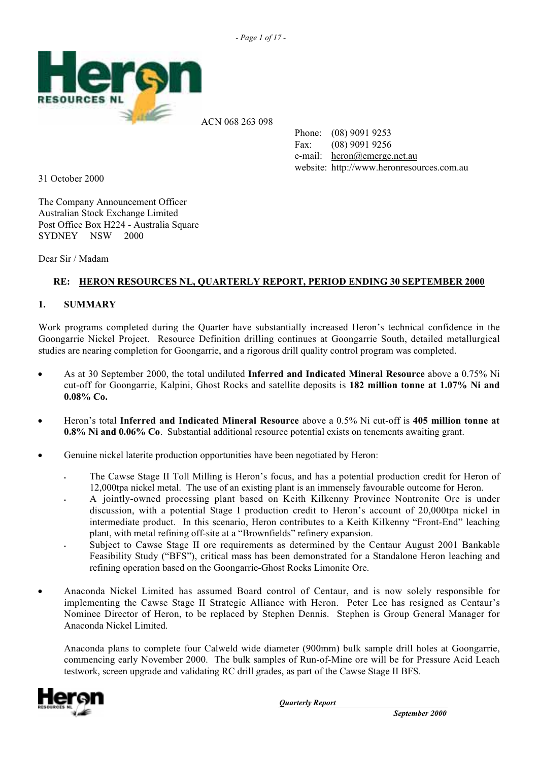ACN 068 263 098

Phone: (08) 9091 9253
Fax: (08) 9091 9256
e-mail: heron@emerge.net.au
website: http://www.heronresources.com.au

31 October 2000

The Company Announcement Officer
Australian Stock Exchange Limited
Post Office Box H224 - Australia Square
SYDNEY NSW 2000

Dear Sir / Madam

**RE: HERON RESOURCES NL, QUARTERLY REPORT, PERIOD ENDING 30 SEPTEMBER 2000**

## 1. SUMMARY

Work programs completed during the Quarter have substantially increased Heron's technical confidence in the Goongarrie Nickel Project. Resource Definition drilling continues at Goongarrie South, detailed metallurgical studies are nearing completion for Goongarrie, and a rigorous drill quality control program was completed.

- As at 30 September 2000, the total undiluted **Inferred and Indicated Mineral Resource** above a 0.75% Ni cut-off for Goongarrie, Kalpini, Ghost Rocks and satellite deposits is **182 million tonne at 1.07% Ni and 0.08% Co.**

- Heron's total **Inferred and Indicated Mineral Resource** above a 0.5% Ni cut-off is **405 million tonne at 0.8% Ni and 0.06% Co**. Substantial additional resource potential exists on tenements awaiting grant.

- Genuine nickel laterite production opportunities have been negotiated by Heron:
  - The Cawse Stage II Toll Milling is Heron's focus, and has a potential production credit for Heron of 12,000tpa nickel metal. The use of an existing plant is an immensely favourable outcome for Heron.
  - A jointly-owned processing plant based on Keith Kilkenny Province Nontronite Ore is under discussion, with a potential Stage I production credit to Heron's account of 20,000tpa nickel in intermediate product. In this scenario, Heron contributes to a Keith Kilkenny "Front-End" leaching plant, with metal refining off-site at a "Brownfields" refinery expansion.
  - Subject to Cawse Stage II ore requirements as determined by the Centaur August 2001 Bankable Feasibility Study ("BFS"), critical mass has been demonstrated for a Standalone Heron leaching and refining operation based on the Goongarrie-Ghost Rocks Limonite Ore.

- Anaconda Nickel Limited has assumed Board control of Centaur, and is now solely responsible for implementing the Cawse Stage II Strategic Alliance with Heron. Peter Lee has resigned as Centaur's Nominee Director of Heron, to be replaced by Stephen Dennis. Stephen is Group General Manager for Anaconda Nickel Limited.

  Anaconda plans to complete four Calweld wide diameter (900mm) bulk sample drill holes at Goongarrie, commencing early November 2000. The bulk samples of Run-of-Mine ore will be for Pressure Acid Leach testwork, screen upgrade and validating RC drill grades, as part of the Cawse Stage II BFS.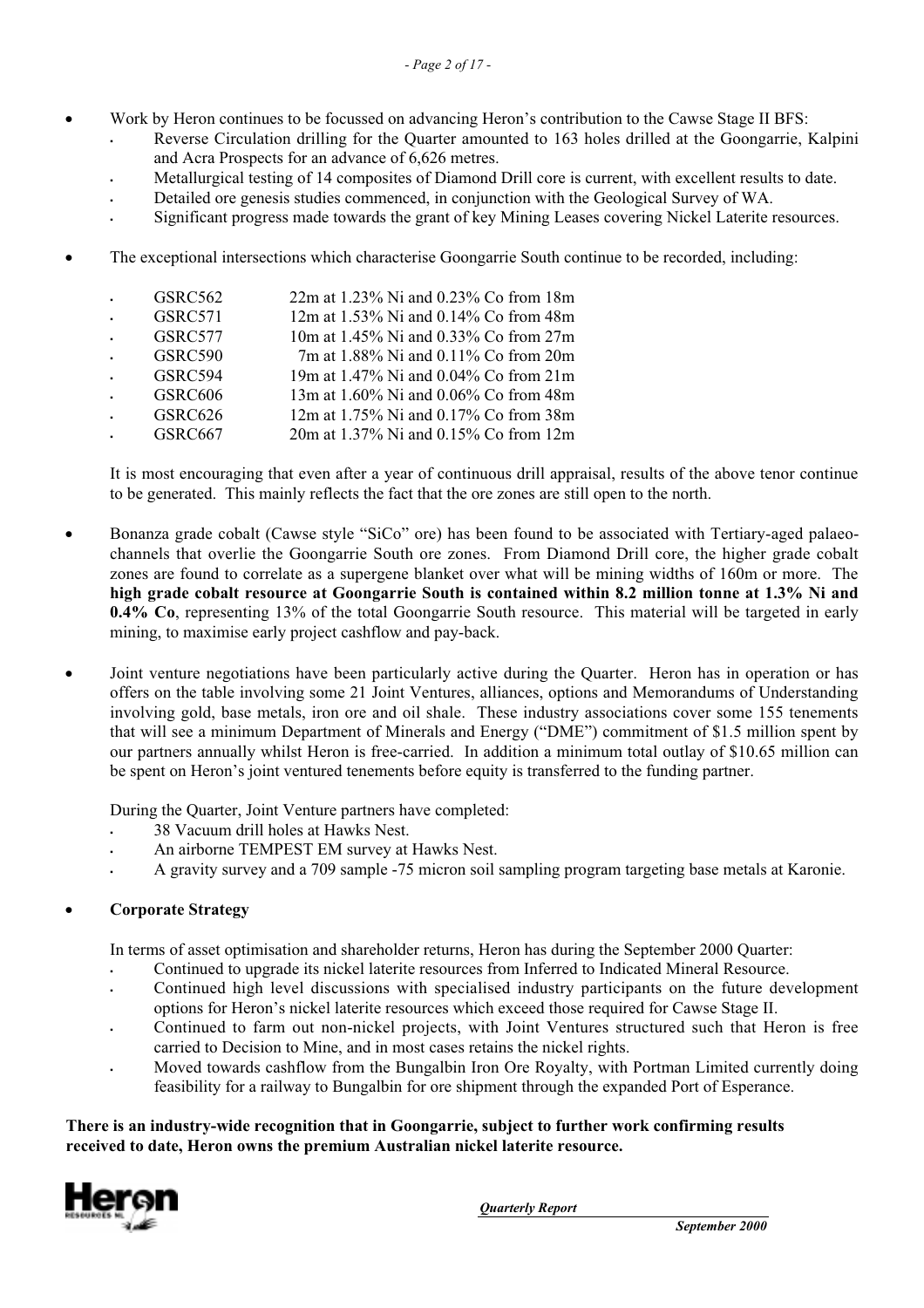- Work by Heron continues to be focussed on advancing Heron's contribution to the Cawse Stage II BFS:
  - Reverse Circulation drilling for the Quarter amounted to 163 holes drilled at the Goongarrie, Kalpini and Acra Prospects for an advance of 6,626 metres.
  - Metallurgical testing of 14 composites of Diamond Drill core is current, with excellent results to date.
  - Detailed ore genesis studies commenced, in conjunction with the Geological Survey of WA.
  - Significant progress made towards the grant of key Mining Leases covering Nickel Laterite resources.

- The exceptional intersections which characterise Goongarrie South continue to be recorded, including:

  - GSRC562 22m at 1.23% Ni and 0.23% Co from 18m
  - GSRC571 12m at 1.53% Ni and 0.14% Co from 48m
  - GSRC577 10m at 1.45% Ni and 0.33% Co from 27m
  - GSRC590 7m at 1.88% Ni and 0.11% Co from 20m
  - GSRC594 19m at 1.47% Ni and 0.04% Co from 21m
  - GSRC606 13m at 1.60% Ni and 0.06% Co from 48m
  - GSRC626 12m at 1.75% Ni and 0.17% Co from 38m
  - GSRC667 20m at 1.37% Ni and 0.15% Co from 12m

  It is most encouraging that even after a year of continuous drill appraisal, results of the above tenor continue to be generated. This mainly reflects the fact that the ore zones are still open to the north.

- Bonanza grade cobalt (Cawse style "SiCo" ore) has been found to be associated with Tertiary-aged palaeo-channels that overlie the Goongarrie South ore zones. From Diamond Drill core, the higher grade cobalt zones are found to correlate as a supergene blanket over what will be mining widths of 160m or more. The **high grade cobalt resource at Goongarrie South is contained within 8.2 million tonne at 1.3% Ni and 0.4% Co**, representing 13% of the total Goongarrie South resource. This material will be targeted in early mining, to maximise early project cashflow and pay-back.

- Joint venture negotiations have been particularly active during the Quarter. Heron has in operation or has offers on the table involving some 21 Joint Ventures, alliances, options and Memorandums of Understanding involving gold, base metals, iron ore and oil shale. These industry associations cover some 155 tenements that will see a minimum Department of Minerals and Energy ("DME") commitment of $1.5 million spent by our partners annually whilst Heron is free-carried. In addition a minimum total outlay of $10.65 million can be spent on Heron's joint ventured tenements before equity is transferred to the funding partner.

  During the Quarter, Joint Venture partners have completed:
  - 38 Vacuum drill holes at Hawks Nest.
  - An airborne TEMPEST EM survey at Hawks Nest.
  - A gravity survey and a 709 sample -75 micron soil sampling program targeting base metals at Karonie.

- **Corporate Strategy**

  In terms of asset optimisation and shareholder returns, Heron has during the September 2000 Quarter:
  - Continued to upgrade its nickel laterite resources from Inferred to Indicated Mineral Resource.
  - Continued high level discussions with specialised industry participants on the future development options for Heron's nickel laterite resources which exceed those required for Cawse Stage II.
  - Continued to farm out non-nickel projects, with Joint Ventures structured such that Heron is free carried to Decision to Mine, and in most cases retains the nickel rights.
  - Moved towards cashflow from the Bungalbin Iron Ore Royalty, with Portman Limited currently doing feasibility for a railway to Bungalbin for ore shipment through the expanded Port of Esperance.

**There is an industry-wide recognition that in Goongarrie, subject to further work confirming results received to date, Heron owns the premium Australian nickel laterite resource.**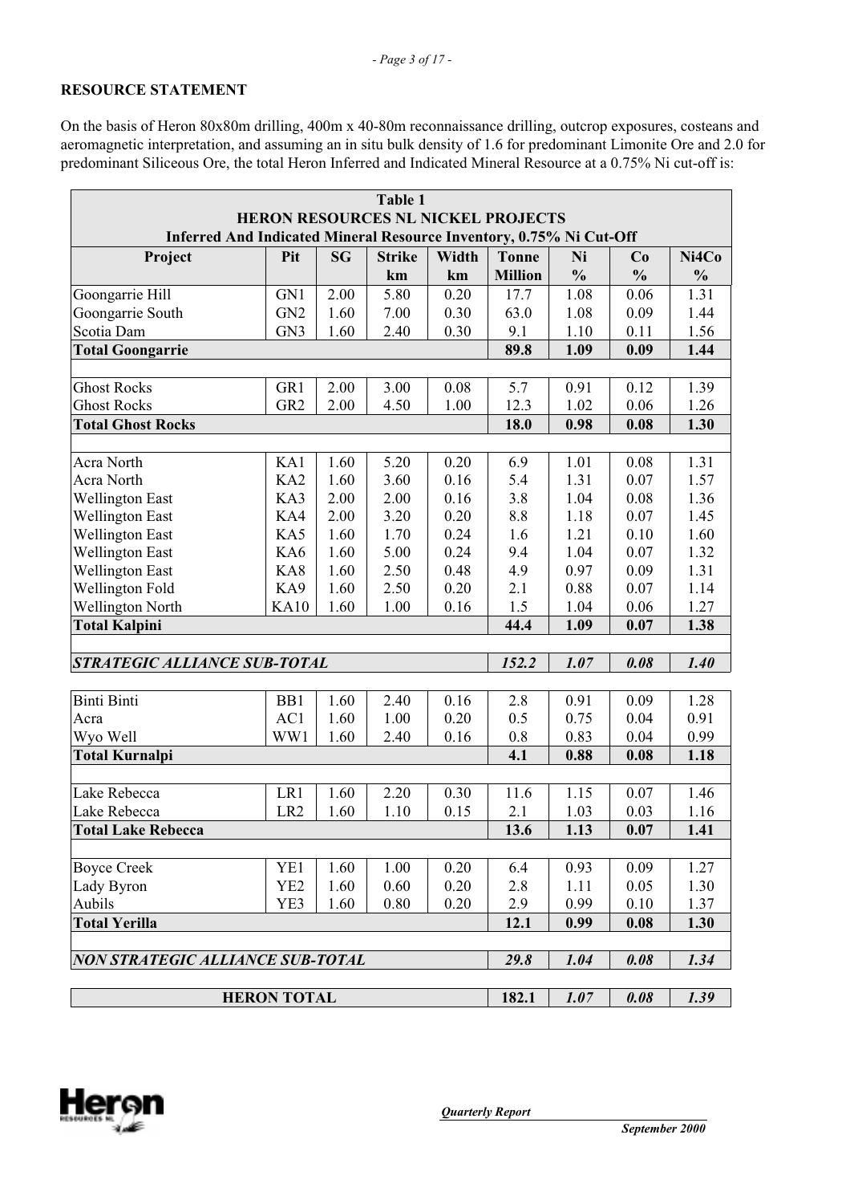## RESOURCE STATEMENT

On the basis of Heron 80x80m drilling, 400m x 40-80m reconnaissance drilling, outcrop exposures, costeans and aeromagnetic interpretation, and assuming an in situ bulk density of 1.6 for predominant Limonite Ore and 2.0 for predominant Siliceous Ore, the total Heron Inferred and Indicated Mineral Resource at a 0.75% Ni cut-off is:

**Table 1**
**HERON RESOURCES NL NICKEL PROJECTS**
**Inferred And Indicated Mineral Resource Inventory, 0.75% Ni Cut-Off**

| Project | Pit | SG | Strike km | Width km | Tonne Million | Ni % | Co % | Ni4Co % |
|---|---|---|---|---|---|---|---|---|
| Goongarrie Hill | GN1 | 2.00 | 5.80 | 0.20 | 17.7 | 1.08 | 0.06 | 1.31 |
| Goongarrie South | GN2 | 1.60 | 7.00 | 0.30 | 63.0 | 1.08 | 0.09 | 1.44 |
| Scotia Dam | GN3 | 1.60 | 2.40 | 0.30 | 9.1 | 1.10 | 0.11 | 1.56 |
| **Total Goongarrie** | | | | | **89.8** | **1.09** | **0.09** | **1.44** |
| | | | | | | | | |
| Ghost Rocks | GR1 | 2.00 | 3.00 | 0.08 | 5.7 | 0.91 | 0.12 | 1.39 |
| Ghost Rocks | GR2 | 2.00 | 4.50 | 1.00 | 12.3 | 1.02 | 0.06 | 1.26 |
| **Total Ghost Rocks** | | | | | **18.0** | **0.98** | **0.08** | **1.30** |
| | | | | | | | | |
| Acra North | KA1 | 1.60 | 5.20 | 0.20 | 6.9 | 1.01 | 0.08 | 1.31 |
| Acra North | KA2 | 1.60 | 3.60 | 0.16 | 5.4 | 1.31 | 0.07 | 1.57 |
| Wellington East | KA3 | 2.00 | 2.00 | 0.16 | 3.8 | 1.04 | 0.08 | 1.36 |
| Wellington East | KA4 | 2.00 | 3.20 | 0.20 | 8.8 | 1.18 | 0.07 | 1.45 |
| Wellington East | KA5 | 1.60 | 1.70 | 0.24 | 1.6 | 1.21 | 0.10 | 1.60 |
| Wellington East | KA6 | 1.60 | 5.00 | 0.24 | 9.4 | 1.04 | 0.07 | 1.32 |
| Wellington East | KA8 | 1.60 | 2.50 | 0.48 | 4.9 | 0.97 | 0.09 | 1.31 |
| Wellington Fold | KA9 | 1.60 | 2.50 | 0.20 | 2.1 | 0.88 | 0.07 | 1.14 |
| Wellington North | KA10 | 1.60 | 1.00 | 0.16 | 1.5 | 1.04 | 0.06 | 1.27 |
| **Total Kalpini** | | | | | **44.4** | **1.09** | **0.07** | **1.38** |
| | | | | | | | | |
| ***STRATEGIC ALLIANCE SUB-TOTAL*** | | | | | ***152.2*** | ***1.07*** | ***0.08*** | ***1.40*** |
| | | | | | | | | |
| Binti Binti | BB1 | 1.60 | 2.40 | 0.16 | 2.8 | 0.91 | 0.09 | 1.28 |
| Acra | AC1 | 1.60 | 1.00 | 0.20 | 0.5 | 0.75 | 0.04 | 0.91 |
| Wyo Well | WW1 | 1.60 | 2.40 | 0.16 | 0.8 | 0.83 | 0.04 | 0.99 |
| **Total Kurnalpi** | | | | | **4.1** | **0.88** | **0.08** | **1.18** |
| | | | | | | | | |
| Lake Rebecca | LR1 | 1.60 | 2.20 | 0.30 | 11.6 | 1.15 | 0.07 | 1.46 |
| Lake Rebecca | LR2 | 1.60 | 1.10 | 0.15 | 2.1 | 1.03 | 0.03 | 1.16 |
| **Total Lake Rebecca** | | | | | **13.6** | **1.13** | **0.07** | **1.41** |
| | | | | | | | | |
| Boyce Creek | YE1 | 1.60 | 1.00 | 0.20 | 6.4 | 0.93 | 0.09 | 1.27 |
| Lady Byron | YE2 | 1.60 | 0.60 | 0.20 | 2.8 | 1.11 | 0.05 | 1.30 |
| Aubils | YE3 | 1.60 | 0.80 | 0.20 | 2.9 | 0.99 | 0.10 | 1.37 |
| **Total Yerilla** | | | | | **12.1** | **0.99** | **0.08** | **1.30** |
| | | | | | | | | |
| ***NON STRATEGIC ALLIANCE SUB-TOTAL*** | | | | | ***29.8*** | ***1.04*** | ***0.08*** | ***1.34*** |
| | | | | | | | | |
| **HERON TOTAL** | | | | | **182.1** | ***1.07*** | ***0.08*** | ***1.39*** |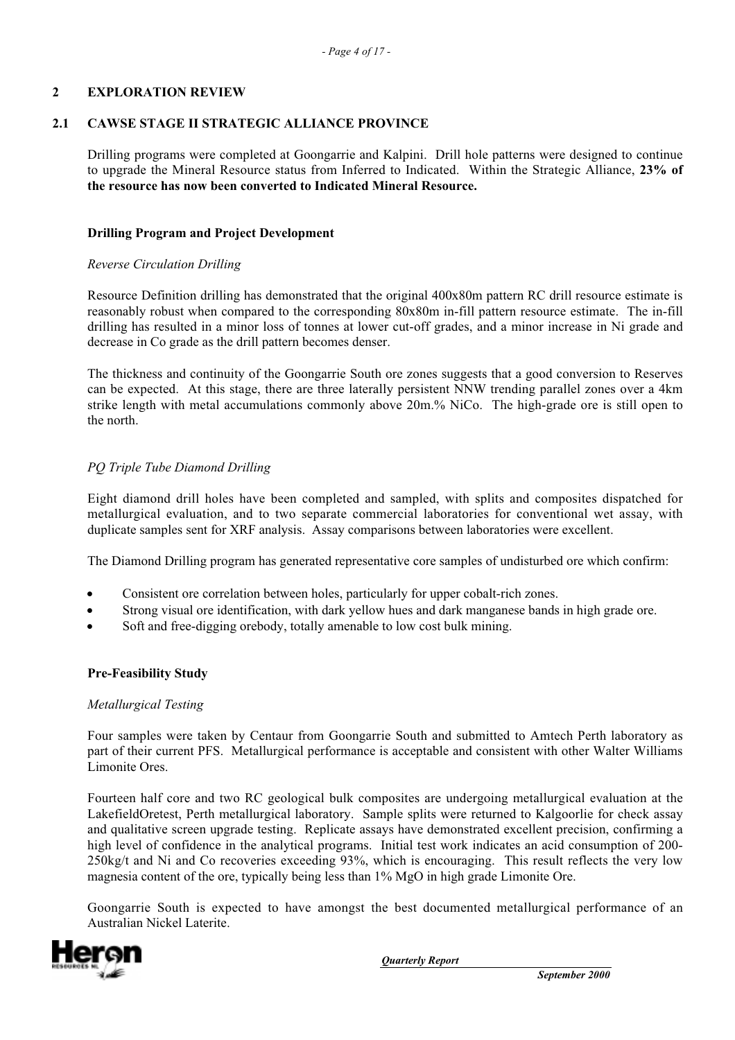## 2 EXPLORATION REVIEW

### 2.1 CAWSE STAGE II STRATEGIC ALLIANCE PROVINCE

Drilling programs were completed at Goongarrie and Kalpini. Drill hole patterns were designed to continue to upgrade the Mineral Resource status from Inferred to Indicated. Within the Strategic Alliance, **23% of the resource has now been converted to Indicated Mineral Resource.**

**Drilling Program and Project Development**

*Reverse Circulation Drilling*

Resource Definition drilling has demonstrated that the original 400x80m pattern RC drill resource estimate is reasonably robust when compared to the corresponding 80x80m in-fill pattern resource estimate. The in-fill drilling has resulted in a minor loss of tonnes at lower cut-off grades, and a minor increase in Ni grade and decrease in Co grade as the drill pattern becomes denser.

The thickness and continuity of the Goongarrie South ore zones suggests that a good conversion to Reserves can be expected. At this stage, there are three laterally persistent NNW trending parallel zones over a 4km strike length with metal accumulations commonly above 20m.% NiCo. The high-grade ore is still open to the north.

*PQ Triple Tube Diamond Drilling*

Eight diamond drill holes have been completed and sampled, with splits and composites dispatched for metallurgical evaluation, and to two separate commercial laboratories for conventional wet assay, with duplicate samples sent for XRF analysis. Assay comparisons between laboratories were excellent.

The Diamond Drilling program has generated representative core samples of undisturbed ore which confirm:

- Consistent ore correlation between holes, particularly for upper cobalt-rich zones.
- Strong visual ore identification, with dark yellow hues and dark manganese bands in high grade ore.
- Soft and free-digging orebody, totally amenable to low cost bulk mining.

**Pre-Feasibility Study**

*Metallurgical Testing*

Four samples were taken by Centaur from Goongarrie South and submitted to Amtech Perth laboratory as part of their current PFS. Metallurgical performance is acceptable and consistent with other Walter Williams Limonite Ores.

Fourteen half core and two RC geological bulk composites are undergoing metallurgical evaluation at the LakefieldOretest, Perth metallurgical laboratory. Sample splits were returned to Kalgoorlie for check assay and qualitative screen upgrade testing. Replicate assays have demonstrated excellent precision, confirming a high level of confidence in the analytical programs. Initial test work indicates an acid consumption of 200-250kg/t and Ni and Co recoveries exceeding 93%, which is encouraging. This result reflects the very low magnesia content of the ore, typically being less than 1% MgO in high grade Limonite Ore.

Goongarrie South is expected to have amongst the best documented metallurgical performance of an Australian Nickel Laterite.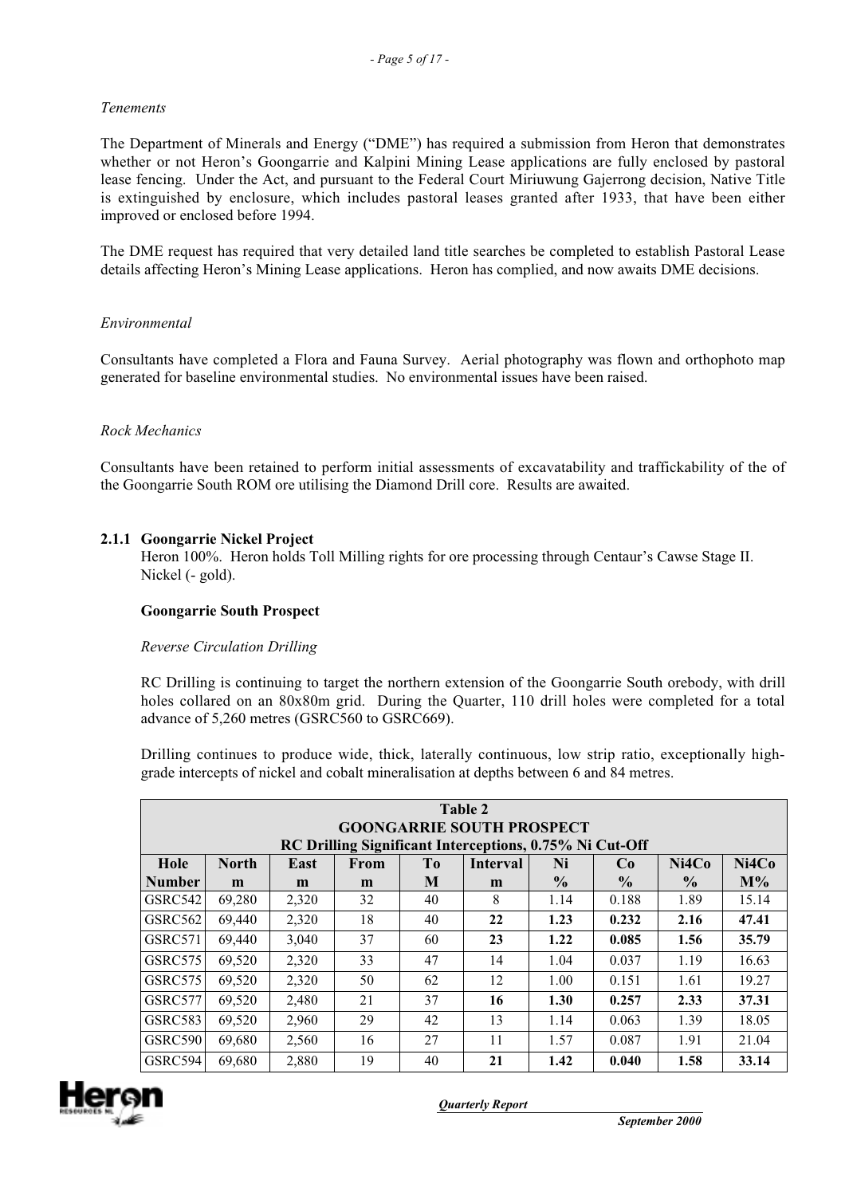*Tenements*

The Department of Minerals and Energy ("DME") has required a submission from Heron that demonstrates whether or not Heron's Goongarrie and Kalpini Mining Lease applications are fully enclosed by pastoral lease fencing. Under the Act, and pursuant to the Federal Court Miriuwung Gajerrong decision, Native Title is extinguished by enclosure, which includes pastoral leases granted after 1933, that have been either improved or enclosed before 1994.

The DME request has required that very detailed land title searches be completed to establish Pastoral Lease details affecting Heron's Mining Lease applications. Heron has complied, and now awaits DME decisions.

*Environmental*

Consultants have completed a Flora and Fauna Survey. Aerial photography was flown and orthophoto map generated for baseline environmental studies. No environmental issues have been raised.

*Rock Mechanics*

Consultants have been retained to perform initial assessments of excavatability and traffickability of the of the Goongarrie South ROM ore utilising the Diamond Drill core. Results are awaited.

### 2.1.1 Goongarrie Nickel Project

Heron 100%. Heron holds Toll Milling rights for ore processing through Centaur's Cawse Stage II. Nickel (- gold).

**Goongarrie South Prospect**

*Reverse Circulation Drilling*

RC Drilling is continuing to target the northern extension of the Goongarrie South orebody, with drill holes collared on an 80x80m grid. During the Quarter, 110 drill holes were completed for a total advance of 5,260 metres (GSRC560 to GSRC669).

Drilling continues to produce wide, thick, laterally continuous, low strip ratio, exceptionally high-grade intercepts of nickel and cobalt mineralisation at depths between 6 and 84 metres.

**Table 2**
**GOONGARRIE SOUTH PROSPECT**
**RC Drilling Significant Interceptions, 0.75% Ni Cut-Off**

| Hole Number | North m | East m | From m | To M | Interval m | Ni % | Co % | Ni4Co % | Ni4Co M% |
|---|---|---|---|---|---|---|---|---|---|
| GSRC542 | 69,280 | 2,320 | 32 | 40 | 8 | 1.14 | 0.188 | 1.89 | 15.14 |
| GSRC562 | 69,440 | 2,320 | 18 | 40 | **22** | **1.23** | **0.232** | **2.16** | **47.41** |
| GSRC571 | 69,440 | 3,040 | 37 | 60 | **23** | **1.22** | **0.085** | **1.56** | **35.79** |
| GSRC575 | 69,520 | 2,320 | 33 | 47 | 14 | 1.04 | 0.037 | 1.19 | 16.63 |
| GSRC575 | 69,520 | 2,320 | 50 | 62 | 12 | 1.00 | 0.151 | 1.61 | 19.27 |
| GSRC577 | 69,520 | 2,480 | 21 | 37 | **16** | **1.30** | **0.257** | **2.33** | **37.31** |
| GSRC583 | 69,520 | 2,960 | 29 | 42 | 13 | 1.14 | 0.063 | 1.39 | 18.05 |
| GSRC590 | 69,680 | 2,560 | 16 | 27 | 11 | 1.57 | 0.087 | 1.91 | 21.04 |
| GSRC594 | 69,680 | 2,880 | 19 | 40 | **21** | **1.42** | **0.040** | **1.58** | **33.14** |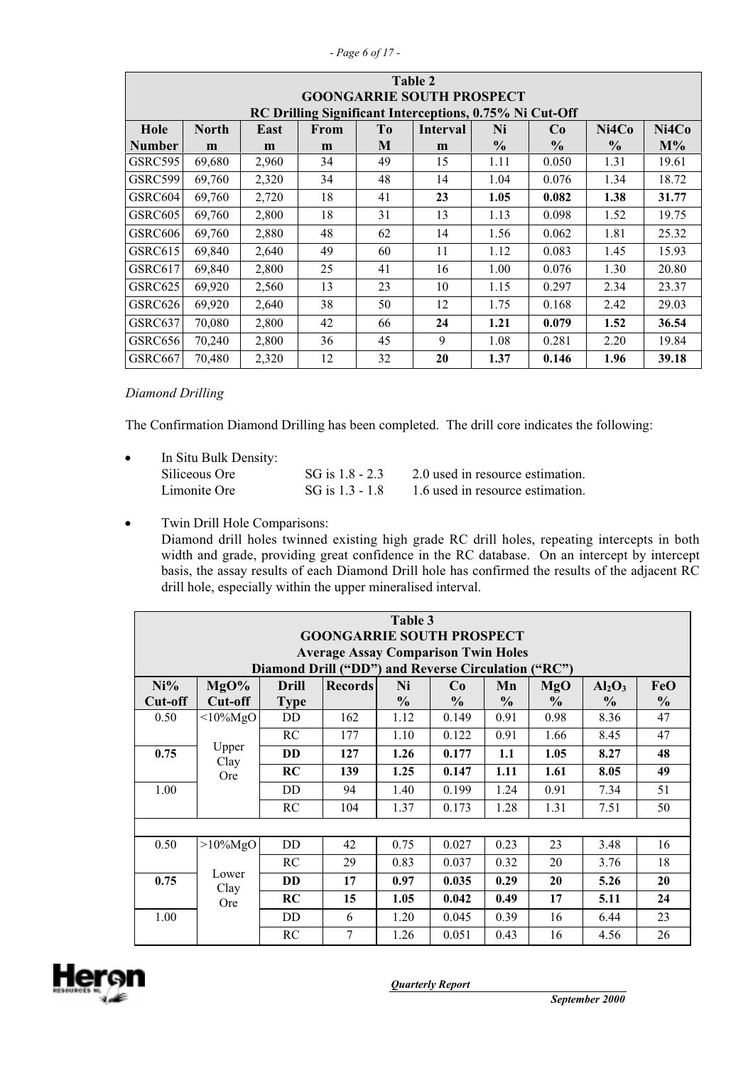| Table 2 | | | | | | | | | |
|---|---|---|---|---|---|---|---|---|---|
| GOONGARRIE SOUTH PROSPECT | | | | | | | | | |
| RC Drilling Significant Interceptions, 0.75% Ni Cut-Off | | | | | | | | | |
| Hole Number | North m | East m | From m | To M | Interval m | Ni % | Co % | Ni4Co % | Ni4Co M% |
| GSRC595 | 69,680 | 2,960 | 34 | 49 | 15 | 1.11 | 0.050 | 1.31 | 19.61 |
| GSRC599 | 69,760 | 2,320 | 34 | 48 | 14 | 1.04 | 0.076 | 1.34 | 18.72 |
| GSRC604 | 69,760 | 2,720 | 18 | 41 | **23** | **1.05** | **0.082** | **1.38** | **31.77** |
| GSRC605 | 69,760 | 2,800 | 18 | 31 | 13 | 1.13 | 0.098 | 1.52 | 19.75 |
| GSRC606 | 69,760 | 2,880 | 48 | 62 | 14 | 1.56 | 0.062 | 1.81 | 25.32 |
| GSRC615 | 69,840 | 2,640 | 49 | 60 | 11 | 1.12 | 0.083 | 1.45 | 15.93 |
| GSRC617 | 69,840 | 2,800 | 25 | 41 | 16 | 1.00 | 0.076 | 1.30 | 20.80 |
| GSRC625 | 69,920 | 2,560 | 13 | 23 | 10 | 1.15 | 0.297 | 2.34 | 23.37 |
| GSRC626 | 69,920 | 2,640 | 38 | 50 | 12 | 1.75 | 0.168 | 2.42 | 29.03 |
| GSRC637 | 70,080 | 2,800 | 42 | 66 | **24** | **1.21** | **0.079** | **1.52** | **36.54** |
| GSRC656 | 70,240 | 2,800 | 36 | 45 | 9 | 1.08 | 0.281 | 2.20 | 19.84 |
| GSRC667 | 70,480 | 2,320 | 12 | 32 | **20** | **1.37** | **0.146** | **1.96** | **39.18** |

*Diamond Drilling*

The Confirmation Diamond Drilling has been completed. The drill core indicates the following:

- In Situ Bulk Density:

  | | | |
  |---|---|---|
  | Siliceous Ore | SG is 1.8 - 2.3 | 2.0 used in resource estimation. |
  | Limonite Ore | SG is 1.3 - 1.8 | 1.6 used in resource estimation. |

- Twin Drill Hole Comparisons:
  Diamond drill holes twinned existing high grade RC drill holes, repeating intercepts in both width and grade, providing great confidence in the RC database. On an intercept by intercept basis, the assay results of each Diamond Drill hole has confirmed the results of the adjacent RC drill hole, especially within the upper mineralised interval.

| Table 3 | | | | | | | | | |
|---|---|---|---|---|---|---|---|---|---|
| GOONGARRIE SOUTH PROSPECT | | | | | | | | | |
| Average Assay Comparison Twin Holes | | | | | | | | | |
| Diamond Drill ("DD") and Reverse Circulation ("RC") | | | | | | | | | |
| Ni% Cut-off | MgO% Cut-off | Drill Type | Records | Ni % | Co % | Mn % | MgO % | $Al_2O_3$ % | FeO % |
| 0.50 | <10%MgO | DD | 162 | 1.12 | 0.149 | 0.91 | 0.98 | 8.36 | 47 |
| | | RC | 177 | 1.10 | 0.122 | 0.91 | 1.66 | 8.45 | 47 |
| **0.75** | Upper Clay Ore | **DD** | **127** | **1.26** | **0.177** | **1.1** | **1.05** | **8.27** | **48** |
| | | **RC** | **139** | **1.25** | **0.147** | **1.11** | **1.61** | **8.05** | **49** |
| 1.00 | | DD | 94 | 1.40 | 0.199 | 1.24 | 0.91 | 7.34 | 51 |
| | | RC | 104 | 1.37 | 0.173 | 1.28 | 1.31 | 7.51 | 50 |
| | | | | | | | | | |
| 0.50 | >10%MgO | DD | 42 | 0.75 | 0.027 | 0.23 | 23 | 3.48 | 16 |
| | | RC | 29 | 0.83 | 0.037 | 0.32 | 20 | 3.76 | 18 |
| **0.75** | Lower Clay Ore | **DD** | **17** | **0.97** | **0.035** | **0.29** | **20** | **5.26** | **20** |
| | | **RC** | **15** | **1.05** | **0.042** | **0.49** | **17** | **5.11** | **24** |
| 1.00 | | DD | 6 | 1.20 | 0.045 | 0.39 | 16 | 6.44 | 23 |
| | | RC | 7 | 1.26 | 0.051 | 0.43 | 16 | 4.56 | 26 |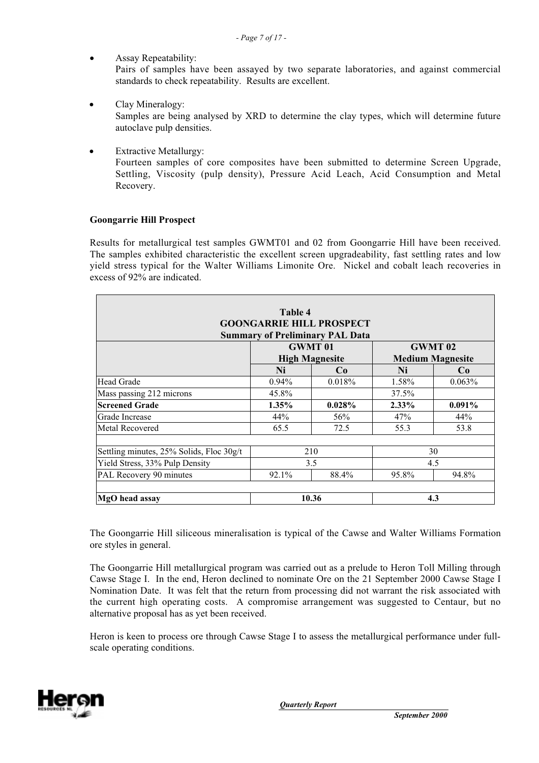- Assay Repeatability:
  Pairs of samples have been assayed by two separate laboratories, and against commercial standards to check repeatability. Results are excellent.

- Clay Mineralogy:
  Samples are being analysed by XRD to determine the clay types, which will determine future autoclave pulp densities.

- Extractive Metallurgy:
  Fourteen samples of core composites have been submitted to determine Screen Upgrade, Settling, Viscosity (pulp density), Pressure Acid Leach, Acid Consumption and Metal Recovery.

**Goongarrie Hill Prospect**

Results for metallurgical test samples GWMT01 and 02 from Goongarrie Hill have been received. The samples exhibited characteristic the excellent screen upgradeability, fast settling rates and low yield stress typical for the Walter Williams Limonite Ore. Nickel and cobalt leach recoveries in excess of 92% are indicated.

**Table 4**
**GOONGARRIE HILL PROSPECT**
**Summary of Preliminary PAL Data**

| | **GWMT 01 High Magnesite** | | **GWMT 02 Medium Magnesite** | |
|---|---|---|---|---|
| | **Ni** | **Co** | **Ni** | **Co** |
| Head Grade | 0.94% | 0.018% | 1.58% | 0.063% |
| Mass passing 212 microns | 45.8% | | 37.5% | |
| **Screened Grade** | **1.35%** | **0.028%** | **2.33%** | **0.091%** |
| Grade Increase | 44% | 56% | 47% | 44% |
| Metal Recovered | 65.5 | 72.5 | 55.3 | 53.8 |
| | | | | |
| Settling minutes, 25% Solids, Floc 30g/t | 210 | | 30 | |
| Yield Stress, 33% Pulp Density | 3.5 | | 4.5 | |
| PAL Recovery 90 minutes | 92.1% | 88.4% | 95.8% | 94.8% |
| | | | | |
| **MgO head assay** | **10.36** | | **4.3** | |

The Goongarrie Hill siliceous mineralisation is typical of the Cawse and Walter Williams Formation ore styles in general.

The Goongarrie Hill metallurgical program was carried out as a prelude to Heron Toll Milling through Cawse Stage I. In the end, Heron declined to nominate Ore on the 21 September 2000 Cawse Stage I Nomination Date. It was felt that the return from processing did not warrant the risk associated with the current high operating costs. A compromise arrangement was suggested to Centaur, but no alternative proposal has as yet been received.

Heron is keen to process ore through Cawse Stage I to assess the metallurgical performance under full-scale operating conditions.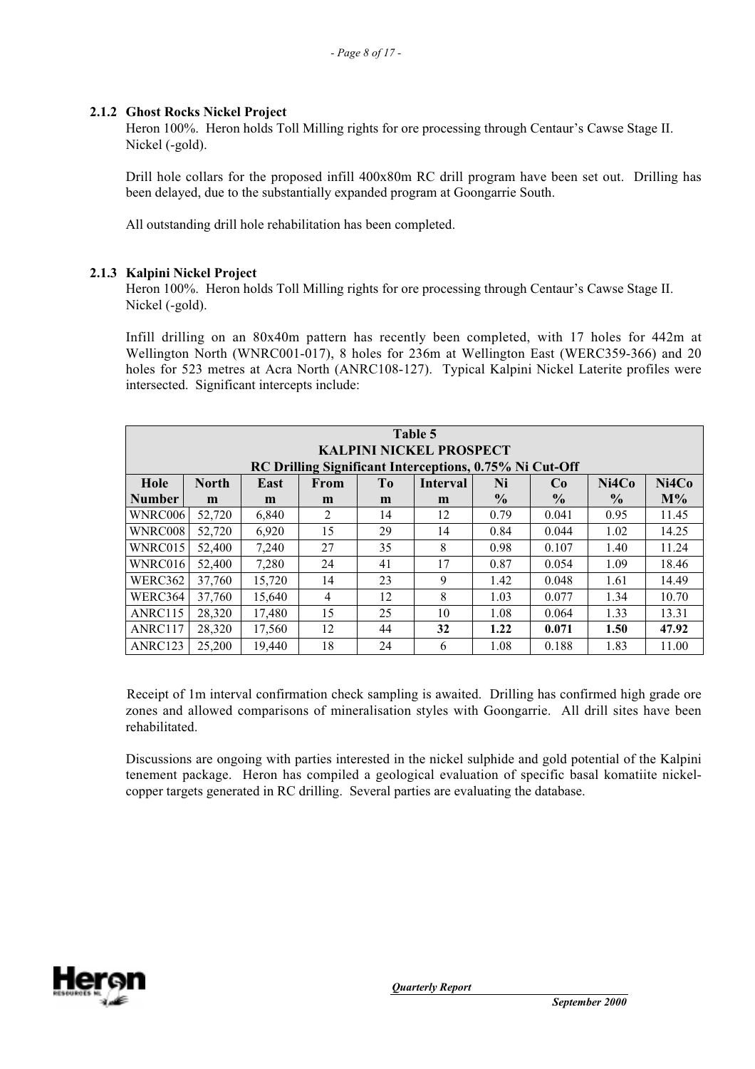### 2.1.2 Ghost Rocks Nickel Project

Heron 100%. Heron holds Toll Milling rights for ore processing through Centaur's Cawse Stage II. Nickel (-gold).

Drill hole collars for the proposed infill 400x80m RC drill program have been set out. Drilling has been delayed, due to the substantially expanded program at Goongarrie South.

All outstanding drill hole rehabilitation has been completed.

### 2.1.3 Kalpini Nickel Project

Heron 100%. Heron holds Toll Milling rights for ore processing through Centaur's Cawse Stage II. Nickel (-gold).

Infill drilling on an 80x40m pattern has recently been completed, with 17 holes for 442m at Wellington North (WNRC001-017), 8 holes for 236m at Wellington East (WERC359-366) and 20 holes for 523 metres at Acra North (ANRC108-127). Typical Kalpini Nickel Laterite profiles were intersected. Significant intercepts include:

**Table 5**
**KALPINI NICKEL PROSPECT**
**RC Drilling Significant Interceptions, 0.75% Ni Cut-Off**

| Hole Number | North m | East m | From m | To m | Interval m | Ni % | Co % | Ni4Co % | Ni4Co M% |
|---|---|---|---|---|---|---|---|---|---|
| WNRC006 | 52,720 | 6,840 | 2 | 14 | 12 | 0.79 | 0.041 | 0.95 | 11.45 |
| WNRC008 | 52,720 | 6,920 | 15 | 29 | 14 | 0.84 | 0.044 | 1.02 | 14.25 |
| WNRC015 | 52,400 | 7,240 | 27 | 35 | 8 | 0.98 | 0.107 | 1.40 | 11.24 |
| WNRC016 | 52,400 | 7,280 | 24 | 41 | 17 | 0.87 | 0.054 | 1.09 | 18.46 |
| WERC362 | 37,760 | 15,720 | 14 | 23 | 9 | 1.42 | 0.048 | 1.61 | 14.49 |
| WERC364 | 37,760 | 15,640 | 4 | 12 | 8 | 1.03 | 0.077 | 1.34 | 10.70 |
| ANRC115 | 28,320 | 17,480 | 15 | 25 | 10 | 1.08 | 0.064 | 1.33 | 13.31 |
| ANRC117 | 28,320 | 17,560 | 12 | 44 | **32** | **1.22** | **0.071** | **1.50** | **47.92** |
| ANRC123 | 25,200 | 19,440 | 18 | 24 | 6 | 1.08 | 0.188 | 1.83 | 11.00 |

Receipt of 1m interval confirmation check sampling is awaited. Drilling has confirmed high grade ore zones and allowed comparisons of mineralisation styles with Goongarrie. All drill sites have been rehabilitated.

Discussions are ongoing with parties interested in the nickel sulphide and gold potential of the Kalpini tenement package. Heron has compiled a geological evaluation of specific basal komatiite nickel-copper targets generated in RC drilling. Several parties are evaluating the database.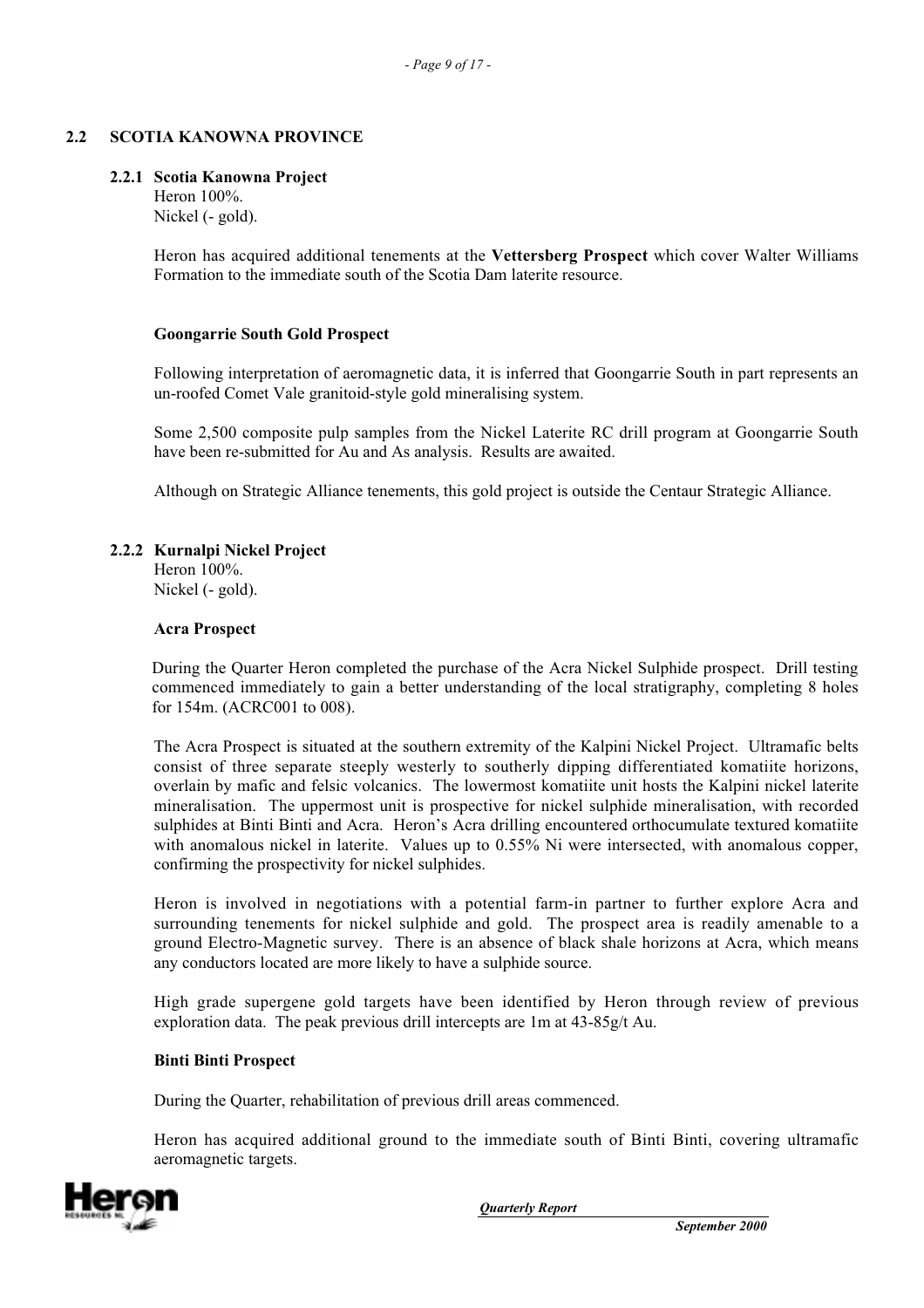## 2.2 SCOTIA KANOWNA PROVINCE

### 2.2.1 Scotia Kanowna Project

Heron 100%.
Nickel (- gold).

Heron has acquired additional tenements at the **Vettersberg Prospect** which cover Walter Williams Formation to the immediate south of the Scotia Dam laterite resource.

**Goongarrie South Gold Prospect**

Following interpretation of aeromagnetic data, it is inferred that Goongarrie South in part represents an un-roofed Comet Vale granitoid-style gold mineralising system.

Some 2,500 composite pulp samples from the Nickel Laterite RC drill program at Goongarrie South have been re-submitted for Au and As analysis. Results are awaited.

Although on Strategic Alliance tenements, this gold project is outside the Centaur Strategic Alliance.

### 2.2.2 Kurnalpi Nickel Project

Heron 100%.
Nickel (- gold).

**Acra Prospect**

During the Quarter Heron completed the purchase of the Acra Nickel Sulphide prospect. Drill testing commenced immediately to gain a better understanding of the local stratigraphy, completing 8 holes for 154m. (ACRC001 to 008).

The Acra Prospect is situated at the southern extremity of the Kalpini Nickel Project. Ultramafic belts consist of three separate steeply westerly to southerly dipping differentiated komatiite horizons, overlain by mafic and felsic volcanics. The lowermost komatiite unit hosts the Kalpini nickel laterite mineralisation. The uppermost unit is prospective for nickel sulphide mineralisation, with recorded sulphides at Binti Binti and Acra. Heron's Acra drilling encountered orthocumulate textured komatiite with anomalous nickel in laterite. Values up to 0.55% Ni were intersected, with anomalous copper, confirming the prospectivity for nickel sulphides.

Heron is involved in negotiations with a potential farm-in partner to further explore Acra and surrounding tenements for nickel sulphide and gold. The prospect area is readily amenable to a ground Electro-Magnetic survey. There is an absence of black shale horizons at Acra, which means any conductors located are more likely to have a sulphide source.

High grade supergene gold targets have been identified by Heron through review of previous exploration data. The peak previous drill intercepts are 1m at 43-85g/t Au.

**Binti Binti Prospect**

During the Quarter, rehabilitation of previous drill areas commenced.

Heron has acquired additional ground to the immediate south of Binti Binti, covering ultramafic aeromagnetic targets.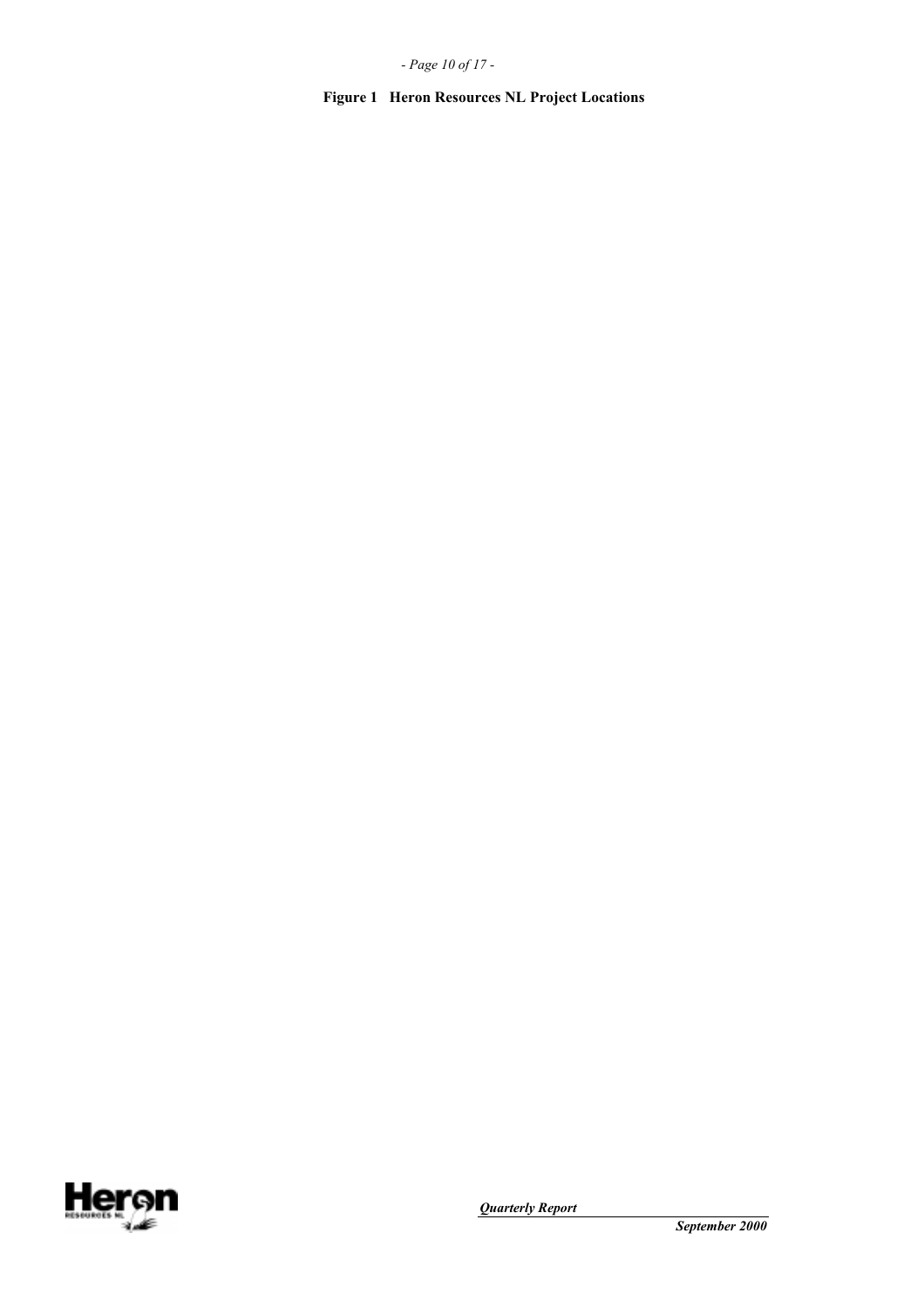**Figure 1 Heron Resources NL Project Locations**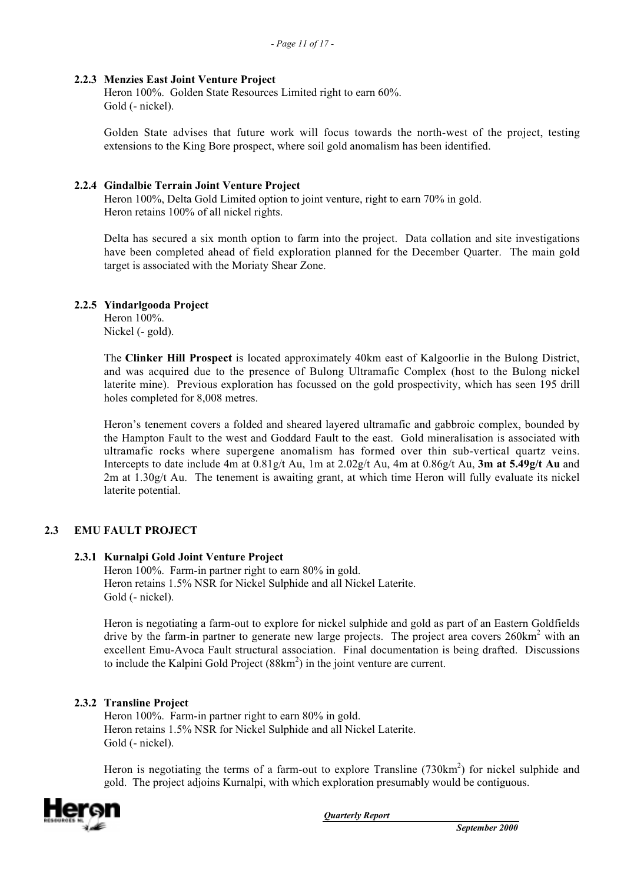### 2.2.3 Menzies East Joint Venture Project

Heron 100%. Golden State Resources Limited right to earn 60%.
Gold (- nickel).

Golden State advises that future work will focus towards the north-west of the project, testing extensions to the King Bore prospect, where soil gold anomalism has been identified.

### 2.2.4 Gindalbie Terrain Joint Venture Project

Heron 100%, Delta Gold Limited option to joint venture, right to earn 70% in gold.
Heron retains 100% of all nickel rights.

Delta has secured a six month option to farm into the project. Data collation and site investigations have been completed ahead of field exploration planned for the December Quarter. The main gold target is associated with the Moriaty Shear Zone.

### 2.2.5 Yindarlgooda Project

Heron 100%.
Nickel (- gold).

The **Clinker Hill Prospect** is located approximately 40km east of Kalgoorlie in the Bulong District, and was acquired due to the presence of Bulong Ultramafic Complex (host to the Bulong nickel laterite mine). Previous exploration has focussed on the gold prospectivity, which has seen 195 drill holes completed for 8,008 metres.

Heron's tenement covers a folded and sheared layered ultramafic and gabbroic complex, bounded by the Hampton Fault to the west and Goddard Fault to the east. Gold mineralisation is associated with ultramafic rocks where supergene anomalism has formed over thin sub-vertical quartz veins. Intercepts to date include 4m at 0.81g/t Au, 1m at 2.02g/t Au, 4m at 0.86g/t Au, **3m at 5.49g/t Au** and 2m at 1.30g/t Au. The tenement is awaiting grant, at which time Heron will fully evaluate its nickel laterite potential.

## 2.3 EMU FAULT PROJECT

### 2.3.1 Kurnalpi Gold Joint Venture Project

Heron 100%. Farm-in partner right to earn 80% in gold.
Heron retains 1.5% NSR for Nickel Sulphide and all Nickel Laterite.
Gold (- nickel).

Heron is negotiating a farm-out to explore for nickel sulphide and gold as part of an Eastern Goldfields drive by the farm-in partner to generate new large projects. The project area covers 260km$^2$ with an excellent Emu-Avoca Fault structural association. Final documentation is being drafted. Discussions to include the Kalpini Gold Project (88km$^2$) in the joint venture are current.

### 2.3.2 Transline Project

Heron 100%. Farm-in partner right to earn 80% in gold.
Heron retains 1.5% NSR for Nickel Sulphide and all Nickel Laterite.
Gold (- nickel).

Heron is negotiating the terms of a farm-out to explore Transline (730km$^2$) for nickel sulphide and gold. The project adjoins Kurnalpi, with which exploration presumably would be contiguous.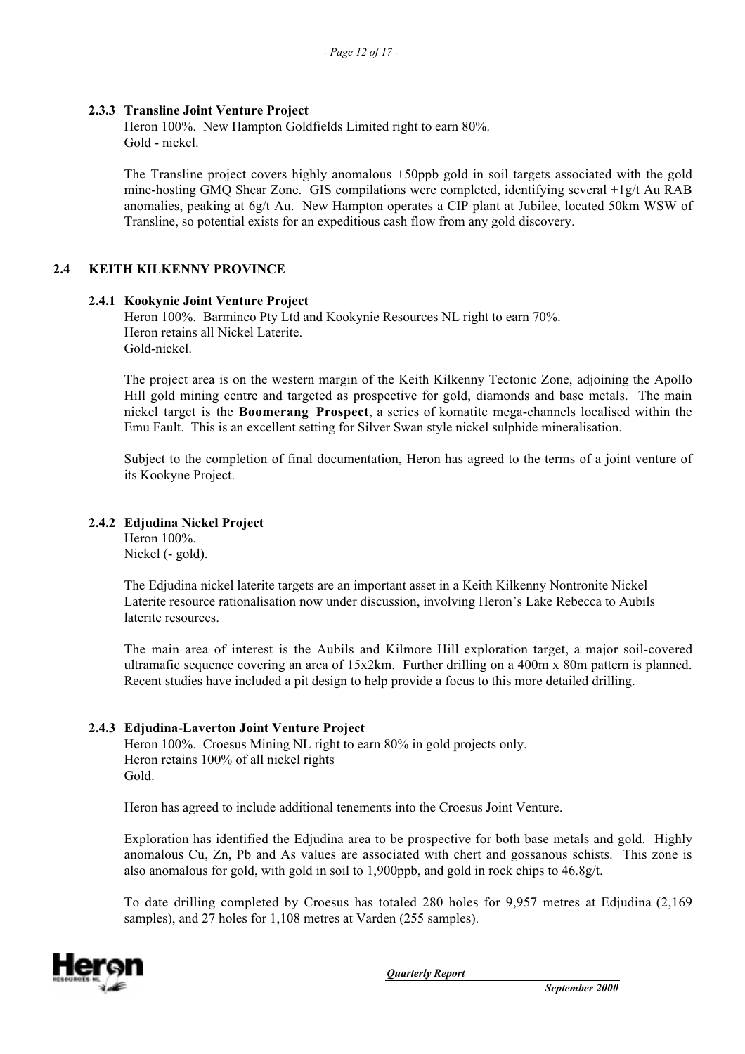#### 2.3.3 Transline Joint Venture Project

Heron 100%. New Hampton Goldfields Limited right to earn 80%.
Gold - nickel.

The Transline project covers highly anomalous +50ppb gold in soil targets associated with the gold mine-hosting GMQ Shear Zone. GIS compilations were completed, identifying several +1g/t Au RAB anomalies, peaking at 6g/t Au. New Hampton operates a CIP plant at Jubilee, located 50km WSW of Transline, so potential exists for an expeditious cash flow from any gold discovery.

### 2.4 KEITH KILKENNY PROVINCE

#### 2.4.1 Kookynie Joint Venture Project

Heron 100%. Barminco Pty Ltd and Kookynie Resources NL right to earn 70%.
Heron retains all Nickel Laterite.
Gold-nickel.

The project area is on the western margin of the Keith Kilkenny Tectonic Zone, adjoining the Apollo Hill gold mining centre and targeted as prospective for gold, diamonds and base metals. The main nickel target is the **Boomerang Prospect**, a series of komatite mega-channels localised within the Emu Fault. This is an excellent setting for Silver Swan style nickel sulphide mineralisation.

Subject to the completion of final documentation, Heron has agreed to the terms of a joint venture of its Kookyne Project.

#### 2.4.2 Edjudina Nickel Project

Heron 100%.
Nickel (- gold).

The Edjudina nickel laterite targets are an important asset in a Keith Kilkenny Nontronite Nickel Laterite resource rationalisation now under discussion, involving Heron's Lake Rebecca to Aubils laterite resources.

The main area of interest is the Aubils and Kilmore Hill exploration target, a major soil-covered ultramafic sequence covering an area of 15x2km. Further drilling on a 400m x 80m pattern is planned. Recent studies have included a pit design to help provide a focus to this more detailed drilling.

#### 2.4.3 Edjudina-Laverton Joint Venture Project

Heron 100%. Croesus Mining NL right to earn 80% in gold projects only.
Heron retains 100% of all nickel rights
Gold.

Heron has agreed to include additional tenements into the Croesus Joint Venture.

Exploration has identified the Edjudina area to be prospective for both base metals and gold. Highly anomalous Cu, Zn, Pb and As values are associated with chert and gossanous schists. This zone is also anomalous for gold, with gold in soil to 1,900ppb, and gold in rock chips to 46.8g/t.

To date drilling completed by Croesus has totaled 280 holes for 9,957 metres at Edjudina (2,169 samples), and 27 holes for 1,108 metres at Varden (255 samples).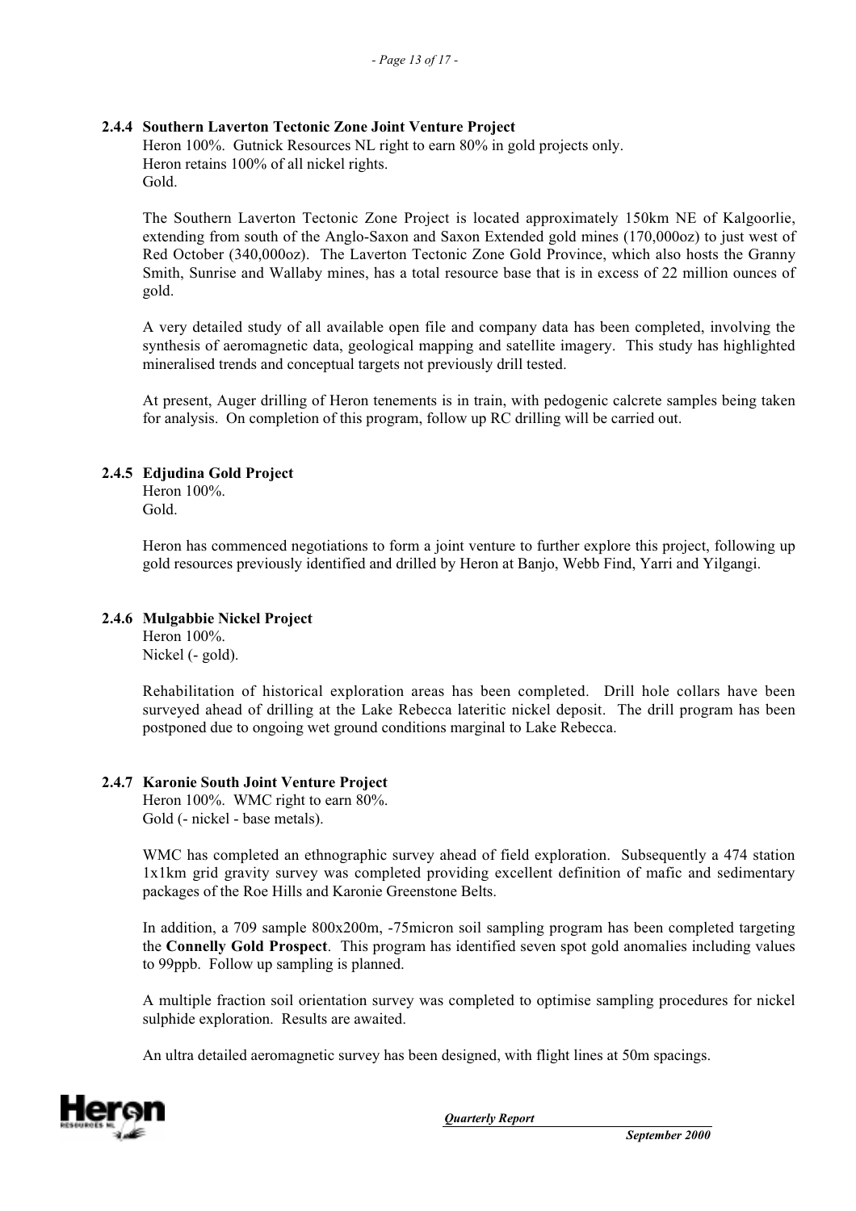### 2.4.4 Southern Laverton Tectonic Zone Joint Venture Project

Heron 100%. Gutnick Resources NL right to earn 80% in gold projects only.
Heron retains 100% of all nickel rights.
Gold.

The Southern Laverton Tectonic Zone Project is located approximately 150km NE of Kalgoorlie, extending from south of the Anglo-Saxon and Saxon Extended gold mines (170,000oz) to just west of Red October (340,000oz). The Laverton Tectonic Zone Gold Province, which also hosts the Granny Smith, Sunrise and Wallaby mines, has a total resource base that is in excess of 22 million ounces of gold.

A very detailed study of all available open file and company data has been completed, involving the synthesis of aeromagnetic data, geological mapping and satellite imagery. This study has highlighted mineralised trends and conceptual targets not previously drill tested.

At present, Auger drilling of Heron tenements is in train, with pedogenic calcrete samples being taken for analysis. On completion of this program, follow up RC drilling will be carried out.

### 2.4.5 Edjudina Gold Project

Heron 100%.
Gold.

Heron has commenced negotiations to form a joint venture to further explore this project, following up gold resources previously identified and drilled by Heron at Banjo, Webb Find, Yarri and Yilgangi.

### 2.4.6 Mulgabbie Nickel Project

Heron 100%.
Nickel (- gold).

Rehabilitation of historical exploration areas has been completed. Drill hole collars have been surveyed ahead of drilling at the Lake Rebecca lateritic nickel deposit. The drill program has been postponed due to ongoing wet ground conditions marginal to Lake Rebecca.

### 2.4.7 Karonie South Joint Venture Project

Heron 100%. WMC right to earn 80%.
Gold (- nickel - base metals).

WMC has completed an ethnographic survey ahead of field exploration. Subsequently a 474 station 1x1km grid gravity survey was completed providing excellent definition of mafic and sedimentary packages of the Roe Hills and Karonie Greenstone Belts.

In addition, a 709 sample 800x200m, -75micron soil sampling program has been completed targeting the **Connelly Gold Prospect**. This program has identified seven spot gold anomalies including values to 99ppb. Follow up sampling is planned.

A multiple fraction soil orientation survey was completed to optimise sampling procedures for nickel sulphide exploration. Results are awaited.

An ultra detailed aeromagnetic survey has been designed, with flight lines at 50m spacings.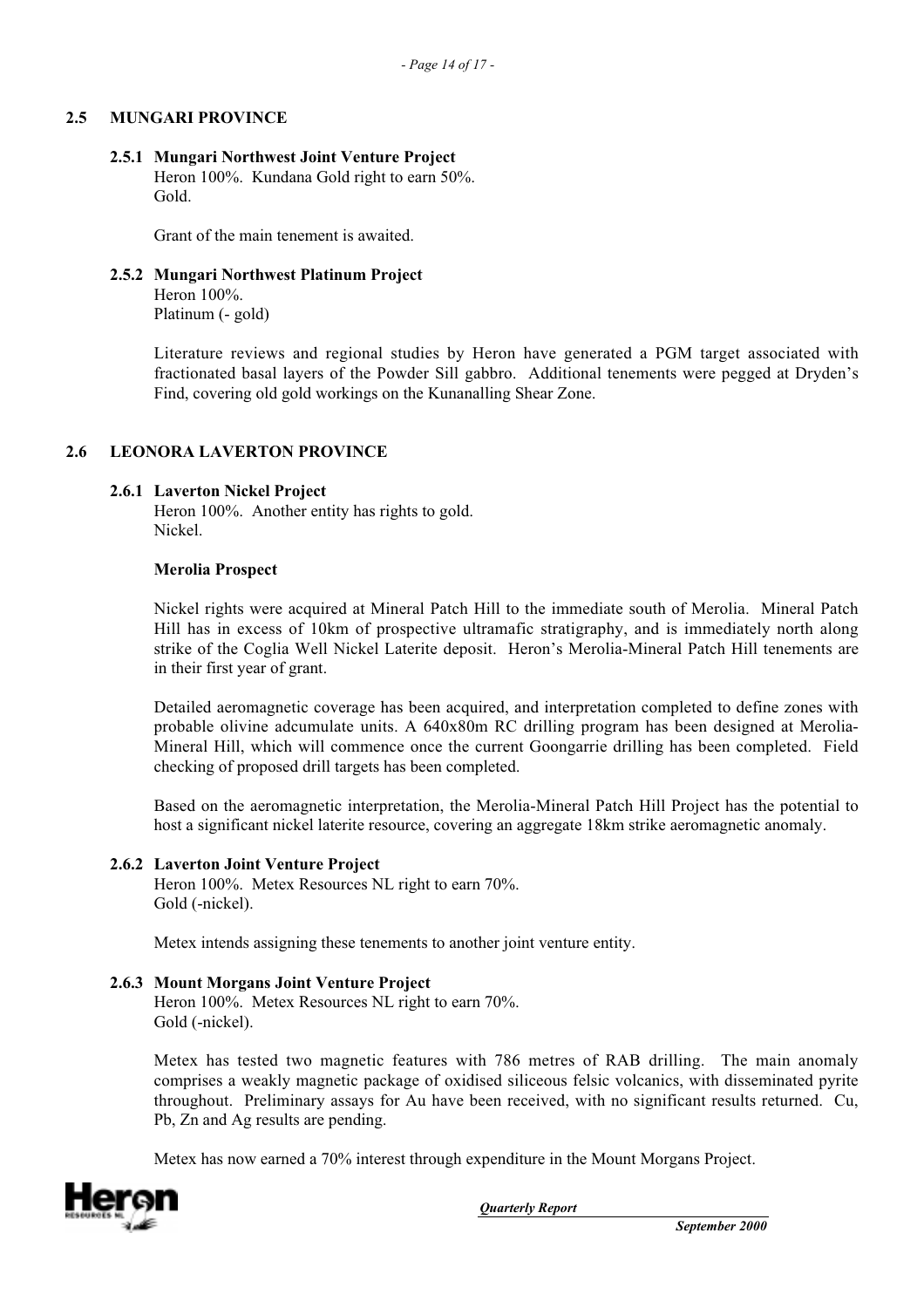## 2.5 MUNGARI PROVINCE

### 2.5.1 Mungari Northwest Joint Venture Project

Heron 100%. Kundana Gold right to earn 50%.
Gold.

Grant of the main tenement is awaited.

### 2.5.2 Mungari Northwest Platinum Project

Heron 100%.
Platinum (- gold)

Literature reviews and regional studies by Heron have generated a PGM target associated with fractionated basal layers of the Powder Sill gabbro. Additional tenements were pegged at Dryden's Find, covering old gold workings on the Kunanalling Shear Zone.

## 2.6 LEONORA LAVERTON PROVINCE

### 2.6.1 Laverton Nickel Project

Heron 100%. Another entity has rights to gold.
Nickel.

**Merolia Prospect**

Nickel rights were acquired at Mineral Patch Hill to the immediate south of Merolia. Mineral Patch Hill has in excess of 10km of prospective ultramafic stratigraphy, and is immediately north along strike of the Coglia Well Nickel Laterite deposit. Heron's Merolia-Mineral Patch Hill tenements are in their first year of grant.

Detailed aeromagnetic coverage has been acquired, and interpretation completed to define zones with probable olivine adcumulate units. A 640x80m RC drilling program has been designed at Merolia-Mineral Hill, which will commence once the current Goongarrie drilling has been completed. Field checking of proposed drill targets has been completed.

Based on the aeromagnetic interpretation, the Merolia-Mineral Patch Hill Project has the potential to host a significant nickel laterite resource, covering an aggregate 18km strike aeromagnetic anomaly.

### 2.6.2 Laverton Joint Venture Project

Heron 100%. Metex Resources NL right to earn 70%.
Gold (-nickel).

Metex intends assigning these tenements to another joint venture entity.

### 2.6.3 Mount Morgans Joint Venture Project

Heron 100%. Metex Resources NL right to earn 70%.
Gold (-nickel).

Metex has tested two magnetic features with 786 metres of RAB drilling. The main anomaly comprises a weakly magnetic package of oxidised siliceous felsic volcanics, with disseminated pyrite throughout. Preliminary assays for Au have been received, with no significant results returned. Cu, Pb, Zn and Ag results are pending.

Metex has now earned a 70% interest through expenditure in the Mount Morgans Project.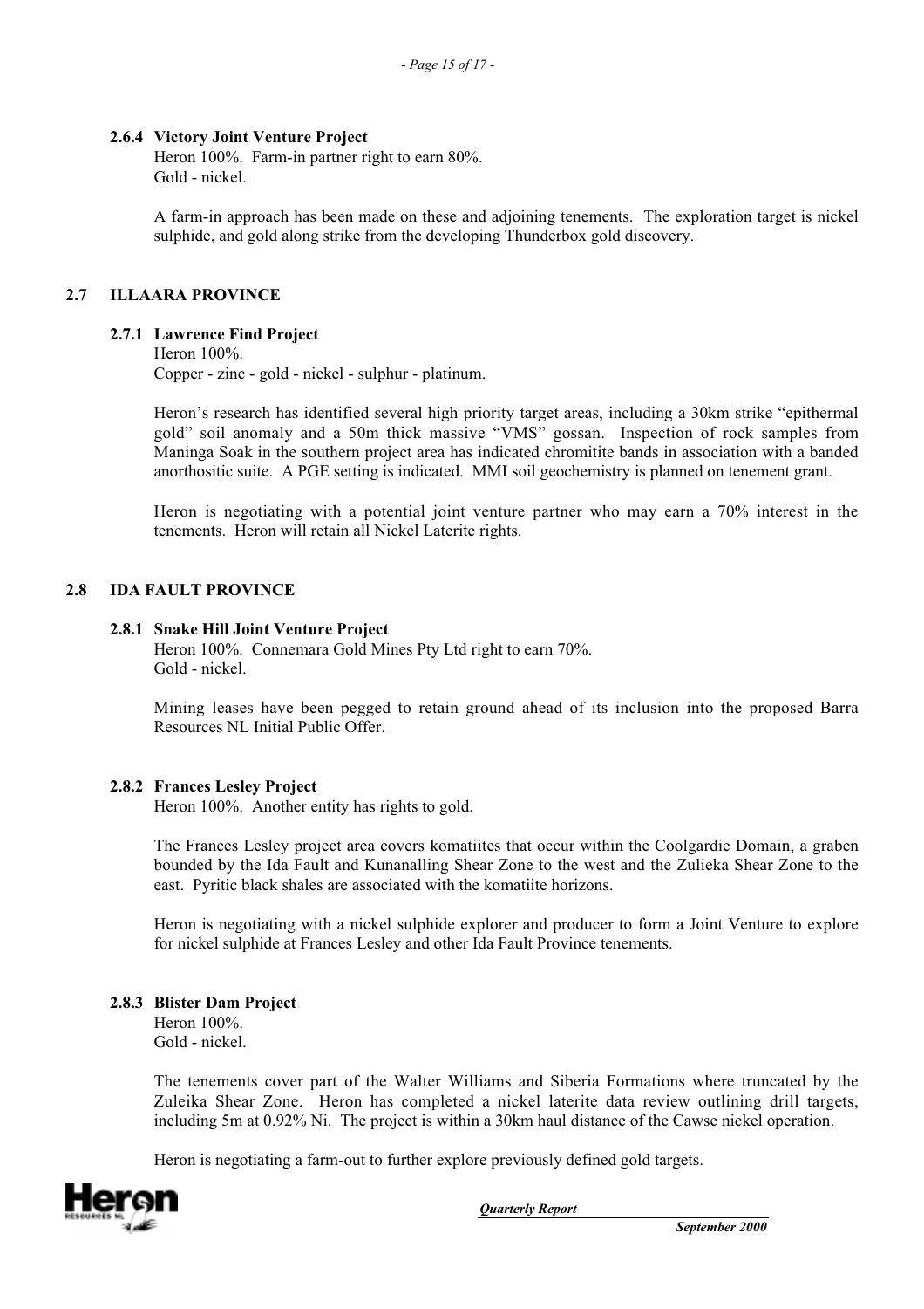#### 2.6.4 Victory Joint Venture Project

Heron 100%. Farm-in partner right to earn 80%.
Gold - nickel.

A farm-in approach has been made on these and adjoining tenements. The exploration target is nickel sulphide, and gold along strike from the developing Thunderbox gold discovery.

### 2.7 ILLAARA PROVINCE

#### 2.7.1 Lawrence Find Project

Heron 100%.
Copper - zinc - gold - nickel - sulphur - platinum.

Heron's research has identified several high priority target areas, including a 30km strike "epithermal gold" soil anomaly and a 50m thick massive "VMS" gossan. Inspection of rock samples from Maninga Soak in the southern project area has indicated chromitite bands in association with a banded anorthositic suite. A PGE setting is indicated. MMI soil geochemistry is planned on tenement grant.

Heron is negotiating with a potential joint venture partner who may earn a 70% interest in the tenements. Heron will retain all Nickel Laterite rights.

### 2.8 IDA FAULT PROVINCE

#### 2.8.1 Snake Hill Joint Venture Project

Heron 100%. Connemara Gold Mines Pty Ltd right to earn 70%.
Gold - nickel.

Mining leases have been pegged to retain ground ahead of its inclusion into the proposed Barra Resources NL Initial Public Offer.

#### 2.8.2 Frances Lesley Project

Heron 100%. Another entity has rights to gold.

The Frances Lesley project area covers komatiites that occur within the Coolgardie Domain, a graben bounded by the Ida Fault and Kunanalling Shear Zone to the west and the Zulieka Shear Zone to the east. Pyritic black shales are associated with the komatiite horizons.

Heron is negotiating with a nickel sulphide explorer and producer to form a Joint Venture to explore for nickel sulphide at Frances Lesley and other Ida Fault Province tenements.

#### 2.8.3 Blister Dam Project

Heron 100%.
Gold - nickel.

The tenements cover part of the Walter Williams and Siberia Formations where truncated by the Zuleika Shear Zone. Heron has completed a nickel laterite data review outlining drill targets, including 5m at 0.92% Ni. The project is within a 30km haul distance of the Cawse nickel operation.

Heron is negotiating a farm-out to further explore previously defined gold targets.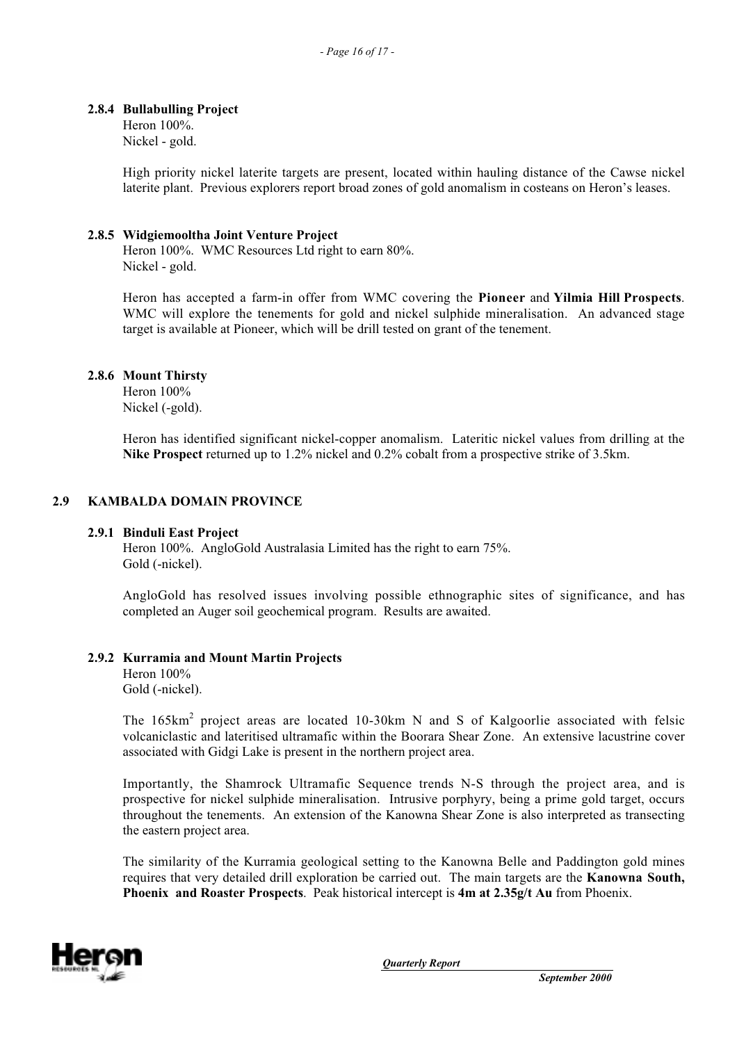### 2.8.4 Bullabulling Project

Heron 100%.
Nickel - gold.

High priority nickel laterite targets are present, located within hauling distance of the Cawse nickel laterite plant. Previous explorers report broad zones of gold anomalism in costeans on Heron's leases.

### 2.8.5 Widgiemooltha Joint Venture Project

Heron 100%. WMC Resources Ltd right to earn 80%.
Nickel - gold.

Heron has accepted a farm-in offer from WMC covering the **Pioneer** and **Yilmia Hill Prospects**. WMC will explore the tenements for gold and nickel sulphide mineralisation. An advanced stage target is available at Pioneer, which will be drill tested on grant of the tenement.

### 2.8.6 Mount Thirsty

Heron 100%
Nickel (-gold).

Heron has identified significant nickel-copper anomalism. Lateritic nickel values from drilling at the **Nike Prospect** returned up to 1.2% nickel and 0.2% cobalt from a prospective strike of 3.5km.

## 2.9 KAMBALDA DOMAIN PROVINCE

### 2.9.1 Binduli East Project

Heron 100%. AngloGold Australasia Limited has the right to earn 75%.
Gold (-nickel).

AngloGold has resolved issues involving possible ethnographic sites of significance, and has completed an Auger soil geochemical program. Results are awaited.

### 2.9.2 Kurramia and Mount Martin Projects

Heron 100%
Gold (-nickel).

The 165km$^2$ project areas are located 10-30km N and S of Kalgoorlie associated with felsic volcaniclastic and lateritised ultramafic within the Boorara Shear Zone. An extensive lacustrine cover associated with Gidgi Lake is present in the northern project area.

Importantly, the Shamrock Ultramafic Sequence trends N-S through the project area, and is prospective for nickel sulphide mineralisation. Intrusive porphyry, being a prime gold target, occurs throughout the tenements. An extension of the Kanowna Shear Zone is also interpreted as transecting the eastern project area.

The similarity of the Kurramia geological setting to the Kanowna Belle and Paddington gold mines requires that very detailed drill exploration be carried out. The main targets are the **Kanowna South, Phoenix and Roaster Prospects**. Peak historical intercept is **4m at 2.35g/t Au** from Phoenix.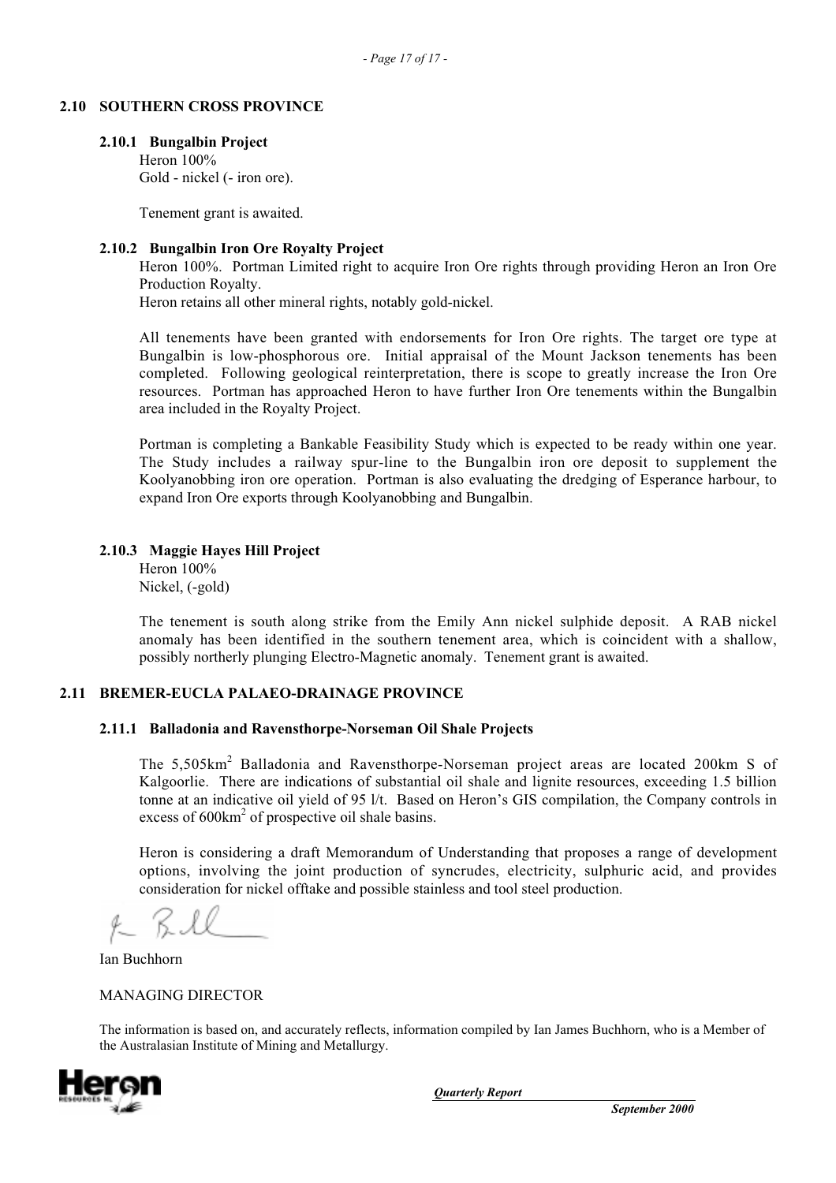## 2.10 SOUTHERN CROSS PROVINCE

### 2.10.1 Bungalbin Project

Heron 100%
Gold - nickel (- iron ore).

Tenement grant is awaited.

### 2.10.2 Bungalbin Iron Ore Royalty Project

Heron 100%. Portman Limited right to acquire Iron Ore rights through providing Heron an Iron Ore Production Royalty.
Heron retains all other mineral rights, notably gold-nickel.

All tenements have been granted with endorsements for Iron Ore rights. The target ore type at Bungalbin is low-phosphorous ore. Initial appraisal of the Mount Jackson tenements has been completed. Following geological reinterpretation, there is scope to greatly increase the Iron Ore resources. Portman has approached Heron to have further Iron Ore tenements within the Bungalbin area included in the Royalty Project.

Portman is completing a Bankable Feasibility Study which is expected to be ready within one year. The Study includes a railway spur-line to the Bungalbin iron ore deposit to supplement the Koolyanobbing iron ore operation. Portman is also evaluating the dredging of Esperance harbour, to expand Iron Ore exports through Koolyanobbing and Bungalbin.

### 2.10.3 Maggie Hayes Hill Project

Heron 100%
Nickel, (-gold)

The tenement is south along strike from the Emily Ann nickel sulphide deposit. A RAB nickel anomaly has been identified in the southern tenement area, which is coincident with a shallow, possibly northerly plunging Electro-Magnetic anomaly. Tenement grant is awaited.

## 2.11 BREMER-EUCLA PALAEO-DRAINAGE PROVINCE

### 2.11.1 Balladonia and Ravensthorpe-Norseman Oil Shale Projects

The 5,505km$^2$ Balladonia and Ravensthorpe-Norseman project areas are located 200km S of Kalgoorlie. There are indications of substantial oil shale and lignite resources, exceeding 1.5 billion tonne at an indicative oil yield of 95 l/t. Based on Heron's GIS compilation, the Company controls in excess of 600km$^2$ of prospective oil shale basins.

Heron is considering a draft Memorandum of Understanding that proposes a range of development options, involving the joint production of syncrudes, electricity, sulphuric acid, and provides consideration for nickel offtake and possible stainless and tool steel production.

Ian Buchhorn

MANAGING DIRECTOR

The information is based on, and accurately reflects, information compiled by Ian James Buchhorn, who is a Member of the Australasian Institute of Mining and Metallurgy.